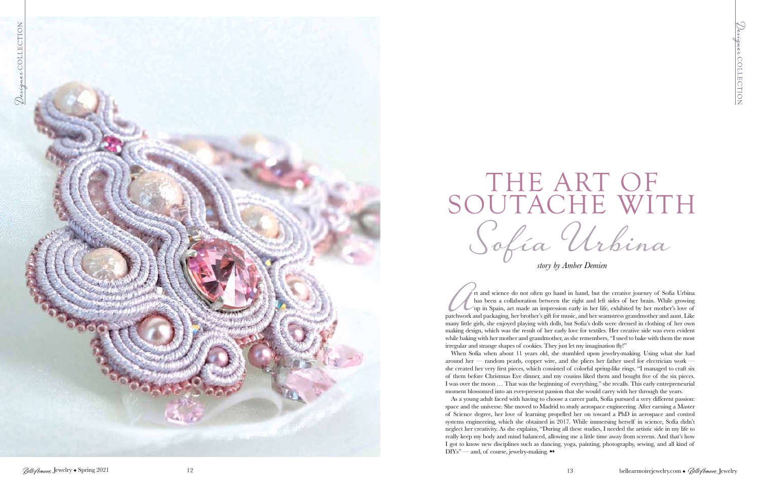# THE ART OF SOUTACHE WITH *Sofía Urbina*

*story by Amber Demien*

Art and science do not often go hand in hand, but the creative journey of Sofía Urbina has been a collaboration between the right and left sides of her brain. While growing up in Spain, art made an impression early in her life, exhibited by her mother's love of patchwork and packaging, her brother's gift for music, and her seamstress grandmother and aunt. Like many little girls, she enjoyed playing with dolls, but Sofía's dolls were dressed in clothing of her own making design, which was the result of her early love for textiles. Her creative side was even evident while baking with her mother and grandmother, as she remembers, "I used to bake with them the most irregular and strange shapes of cookies. They just let my imagination fly!"

When Sofía when about 11 years old, she stumbled upon jewelry-making. Using what she had around her — random pearls, copper wire, and the pliers her father used for electrician work — she created her very first pieces, which consisted of colorful spring-like rings. "I managed to craft six of them before Christmas Eve dinner, and my cousins liked them and bought five of the six pieces. I was over the moon … That was the beginning of everything," she recalls. This early entrepreneurial moment blossomed into an ever-present passion that she would carry with her through the years.

As a young adult faced with having to choose a career path, Sofía pursued a very different passion: space and the universe. She moved to Madrid to study aerospace engineering. After earning a Master of Science degree, her love of learning propelled her on toward a PhD in aerospace and control systems engineering, which she obtained in 2017. While immersing herself in science, Sofía didn't neglect her creativity. As she explains, "During all these studies, I needed the artistic side in my life to really keep my body and mind balanced, allowing me a little time away from screens. And that's how I got to know new disciplines such as dancing, yoga, painting, photography, sewing, and all kind of DIYs" — and, of course, jewelry-making. ➻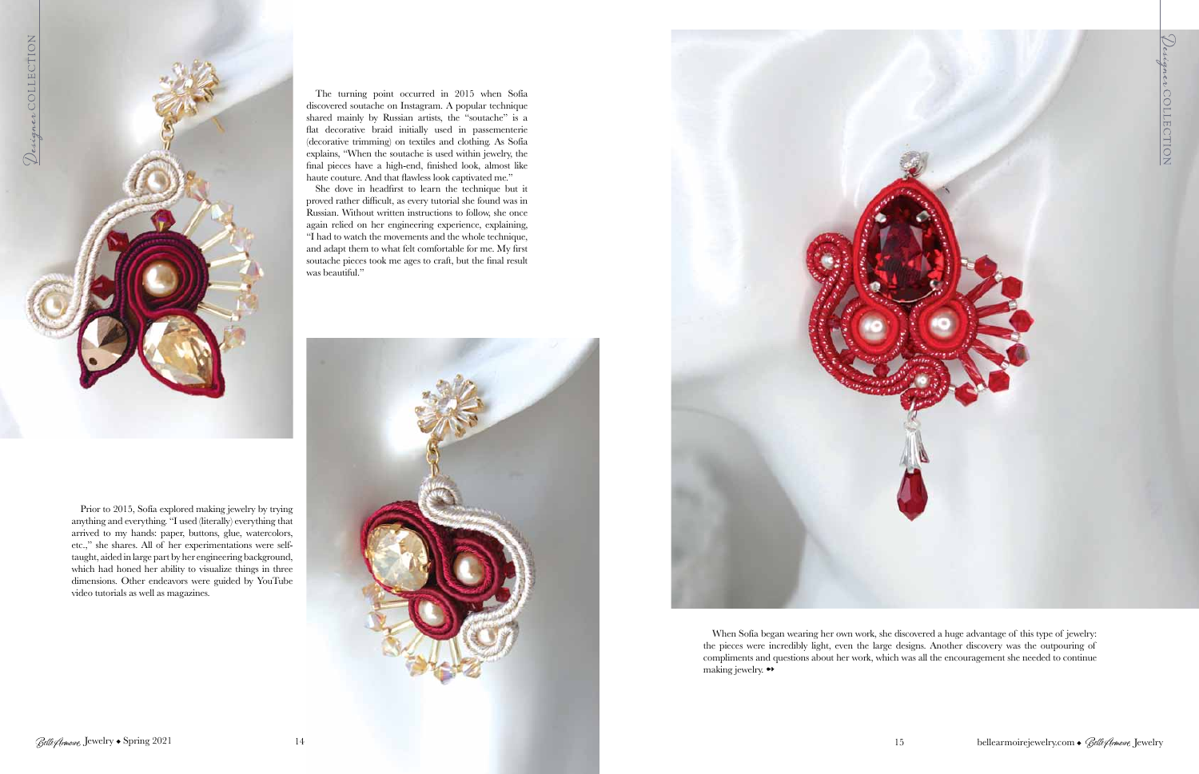The turning point occurred in 2015 when Sofia discovered soutache on Instagram. A popular technique shared mainly by Russian artists, the "soutache" is a flat decorative braid initially used in passementerie (decorative trimming) on textiles and clothing. As Sofia explains, "When the soutache is used within jewelry, the final pieces have a high-end, finished look, almost like haute couture. And that flawless look captivated me."

She dove in headfirst to learn the technique but it proved rather difficult, as every tutorial she found was in Russian. Without written instructions to follow, she once again relied on her engineering experience, explaining, "I had to watch the movements and the whole technique, and adapt them to what felt comfortable for me. My first soutache pieces took me ages to craft, but the final result was beautiful."

Prior to 2015, Sofia explored making jewelry by trying anything and everything. "I used (literally) everything that arrived to my hands: paper, buttons, glue, watercolors, etc.," she shares. All of her experimentations were self-taught, aided in large part by her engineering background, which had honed her ability to visualize things in three dimensions. Other endeavors were guided by YouTube video tutorials as well as magazines.

When Sofia began wearing her own work, she discovered a huge advantage of this type of jewelry: the pieces were incredibly light, even the large designs. Another discovery was the outpouring of compliments and questions about her work, which was all the encouragement she needed to continue making jewelry.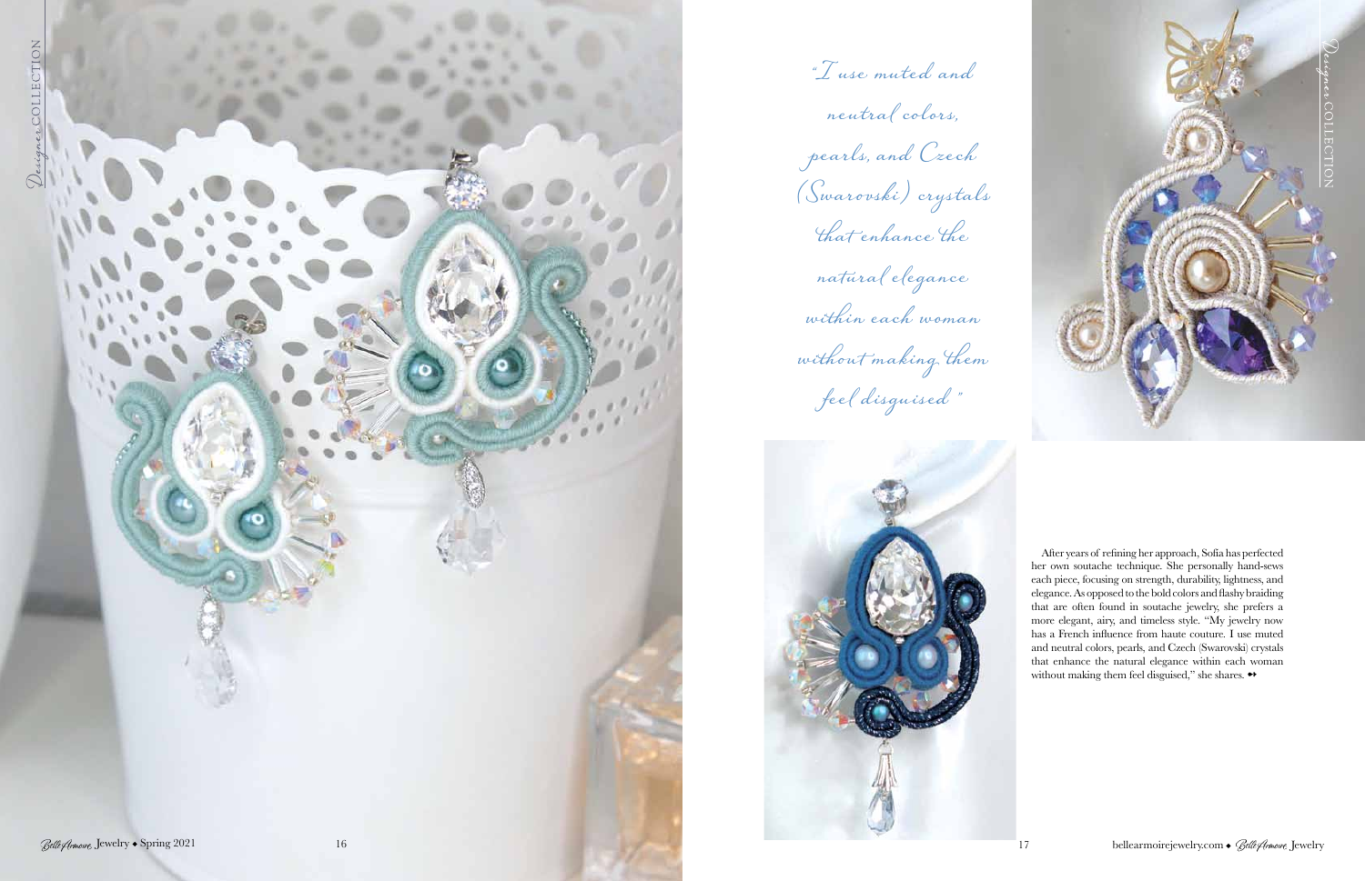*"I use muted and neutral colors, pearls, and Czech (Swarovski) crystals that enhance the natural elegance within each woman without making them feel disguised."*

After years of refining her approach, Sofia has perfected her own soutache technique. She personally hand-sews each piece, focusing on strength, durability, lightness, and elegance. As opposed to the bold colors and flashy braiding that are often found in soutache jewelry, she prefers a more elegant, airy, and timeless style. "My jewelry now has a French influence from haute couture. I use muted and neutral colors, pearls, and Czech (Swarovski) crystals that enhance the natural elegance within each woman without making them feel disguised," she shares. ➻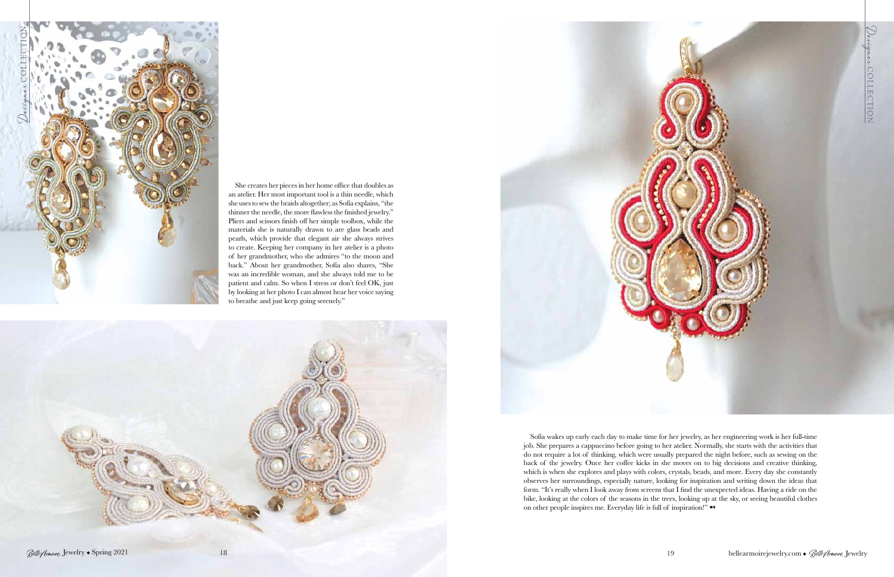She creates her pieces in her home office that doubles as an atelier. Her most important tool is a thin needle, which she uses to sew the braids altogether; as Sofia explains, "the thinner the needle, the more flawless the finished jewelry." Pliers and scissors finish off her simple toolbox, while the materials she is naturally drawn to are glass beads and pearls, which provide that elegant air she always strives to create. Keeping her company in her atelier is a photo of her grandmother, who she admires "to the moon and back." About her grandmother, Sofia also shares, "She was an incredible woman, and she always told me to be patient and calm. So when I stress or don't feel OK, just by looking at her photo I can almost hear her voice saying to breathe and just keep going serenely."

Sofia wakes up early each day to make time for her jewelry, as her engineering work is her full-time job. She prepares a cappuccino before going to her atelier. Normally, she starts with the activities that do not require a lot of thinking, which were usually prepared the night before, such as sewing on the back of the jewelry. Once her coffee kicks in she moves on to big decisions and creative thinking, which is when she explores and plays with colors, crystals, beads, and more. Every day she constantly observes her surroundings, especially nature, looking for inspiration and writing down the ideas that form. "It's really when I look away from screens that I find the unexpected ideas. Having a ride on the bike, looking at the colors of the seasons in the trees, looking up at the sky, or seeing beautiful clothes on other people inspires me. Everyday life is full of inspiration!" ➻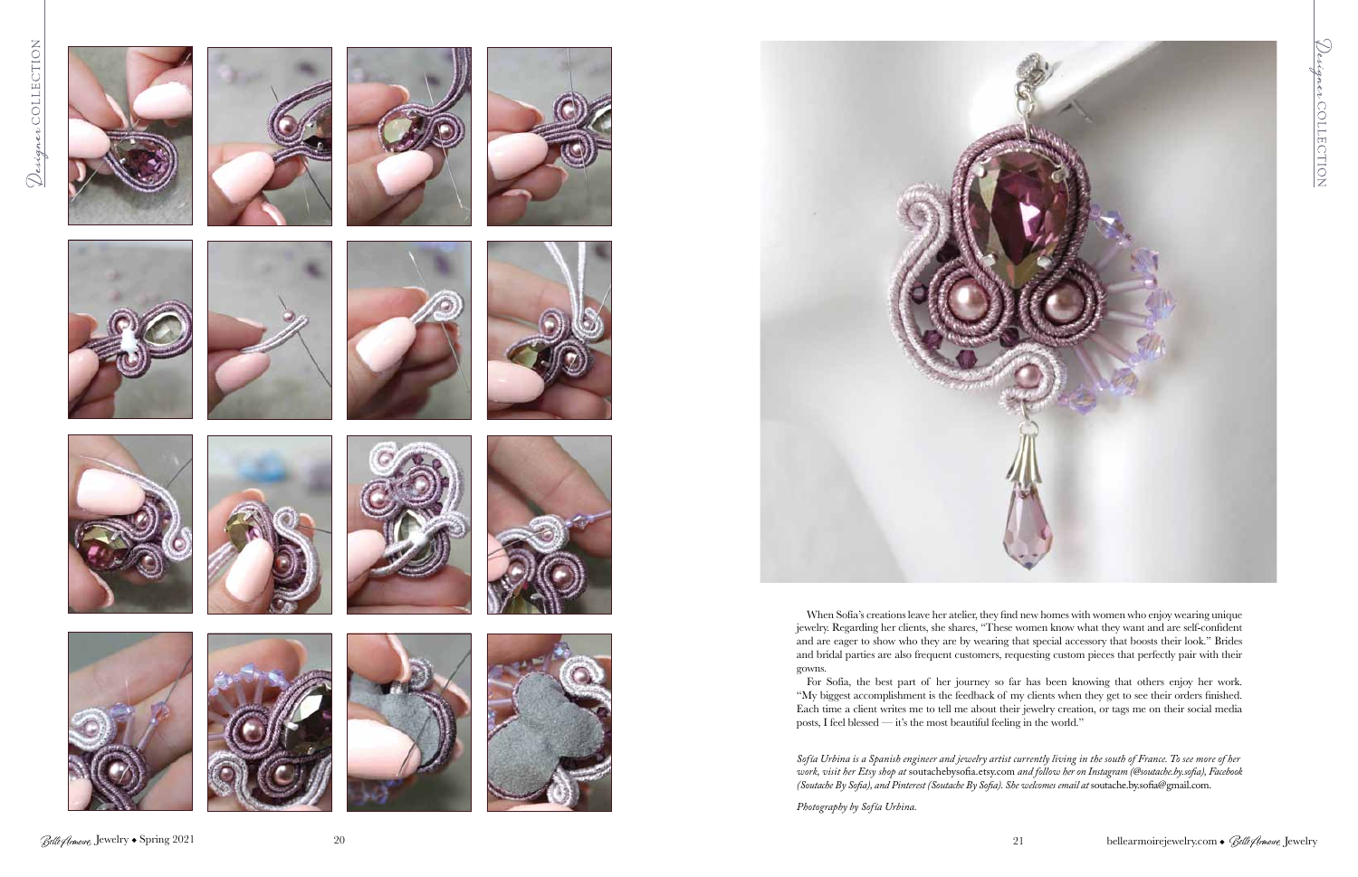When Sofia's creations leave her atelier, they find new homes with women who enjoy wearing unique jewelry. Regarding her clients, she shares, "These women know what they want and are self-confident and are eager to show who they are by wearing that special accessory that boosts their look." Brides and bridal parties are also frequent customers, requesting custom pieces that perfectly pair with their gowns.

For Sofia, the best part of her journey so far has been knowing that others enjoy her work. "My biggest accomplishment is the feedback of my clients when they get to see their orders finished. Each time a client writes me to tell me about their jewelry creation, or tags me on their social media posts, I feel blessed — it's the most beautiful feeling in the world."

*Sofia Urbina is a Spanish engineer and jewelry artist currently living in the south of France. To see more of her work, visit her Etsy shop at* soutachebysofia.etsy.com *and follow her on Instagram (@soutache.by.sofia), Facebook (Soutache By Sofia), and Pinterest (Soutache By Sofia). She welcomes email at* soutache.by.sofia@gmail.com.

*Photography by Sofia Urbina.*